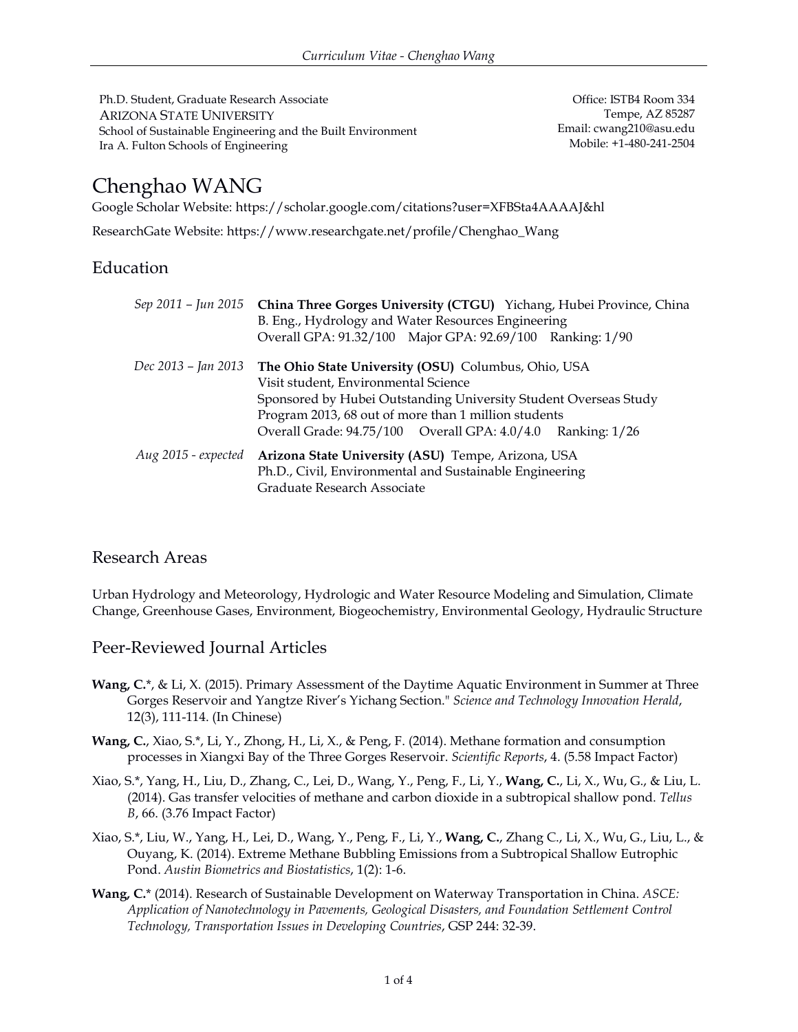Ph.D. Student, Graduate Research Associate
ARIZONA STATE UNIVERSITY
School of Sustainable Engineering and the Built Environment
Ira A. Fulton Schools of Engineering

Office: ISTB4 Room 334
Tempe, AZ 85287
Email: cwang210@asu.edu
Mobile: +1-480-241-2504

# Chenghao WANG

Google Scholar Website: https://scholar.google.com/citations?user=XFBSta4AAAAJ&hl

ResearchGate Website: https://www.researchgate.net/profile/Chenghao_Wang

## Education

*Sep 2011 – Jun 2015* **China Three Gorges University (CTGU)** Yichang, Hubei Province, China
B. Eng., Hydrology and Water Resources Engineering
Overall GPA: 91.32/100 Major GPA: 92.69/100 Ranking: 1/90

*Dec 2013 – Jan 2013* **The Ohio State University (OSU)** Columbus, Ohio, USA
Visit student, Environmental Science
Sponsored by Hubei Outstanding University Student Overseas Study Program 2013, 68 out of more than 1 million students
Overall Grade: 94.75/100 Overall GPA: 4.0/4.0 Ranking: 1/26

*Aug 2015 - expected* **Arizona State University (ASU)** Tempe, Arizona, USA
Ph.D., Civil, Environmental and Sustainable Engineering
Graduate Research Associate

## Research Areas

Urban Hydrology and Meteorology, Hydrologic and Water Resource Modeling and Simulation, Climate Change, Greenhouse Gases, Environment, Biogeochemistry, Environmental Geology, Hydraulic Structure

## Peer-Reviewed Journal Articles

**Wang, C.***, & Li, X. (2015). Primary Assessment of the Daytime Aquatic Environment in Summer at Three Gorges Reservoir and Yangtze River's Yichang Section." *Science and Technology Innovation Herald*, 12(3), 111-114. (In Chinese)

**Wang, C.**, Xiao, S.*, Li, Y., Zhong, H., Li, X., & Peng, F. (2014). Methane formation and consumption processes in Xiangxi Bay of the Three Gorges Reservoir. *Scientific Reports*, 4. (5.58 Impact Factor)

Xiao, S.*, Yang, H., Liu, D., Zhang, C., Lei, D., Wang, Y., Peng, F., Li, Y., **Wang, C.**, Li, X., Wu, G., & Liu, L. (2014). Gas transfer velocities of methane and carbon dioxide in a subtropical shallow pond. *Tellus B*, 66. (3.76 Impact Factor)

Xiao, S.*, Liu, W., Yang, H., Lei, D., Wang, Y., Peng, F., Li, Y., **Wang, C.**, Zhang C., Li, X., Wu, G., Liu, L., & Ouyang, K. (2014). Extreme Methane Bubbling Emissions from a Subtropical Shallow Eutrophic Pond. *Austin Biometrics and Biostatistics*, 1(2): 1-6.

**Wang, C.*** (2014). Research of Sustainable Development on Waterway Transportation in China. *ASCE: Application of Nanotechnology in Pavements, Geological Disasters, and Foundation Settlement Control Technology, Transportation Issues in Developing Countries*, GSP 244: 32-39.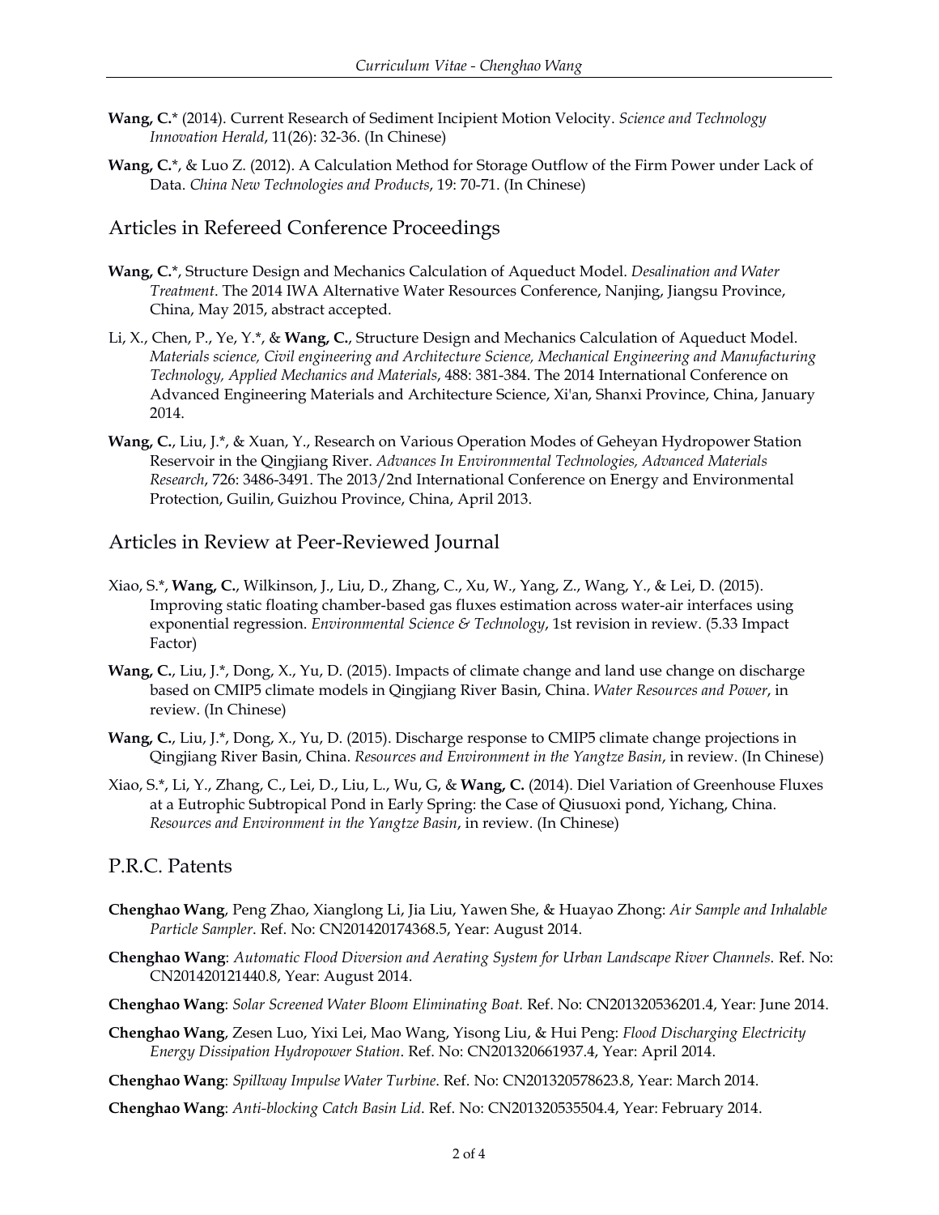**Wang, C.*** (2014). Current Research of Sediment Incipient Motion Velocity. *Science and Technology Innovation Herald*, 11(26): 32-36. (In Chinese)

**Wang, C.***, & Luo Z. (2012). A Calculation Method for Storage Outflow of the Firm Power under Lack of Data. *China New Technologies and Products*, 19: 70-71. (In Chinese)

## Articles in Refereed Conference Proceedings

**Wang, C.***, Structure Design and Mechanics Calculation of Aqueduct Model. *Desalination and Water Treatment*. The 2014 IWA Alternative Water Resources Conference, Nanjing, Jiangsu Province, China, May 2015, abstract accepted.

Li, X., Chen, P., Ye, Y.*, & **Wang, C.**, Structure Design and Mechanics Calculation of Aqueduct Model. *Materials science, Civil engineering and Architecture Science, Mechanical Engineering and Manufacturing Technology, Applied Mechanics and Materials*, 488: 381-384. The 2014 International Conference on Advanced Engineering Materials and Architecture Science, Xi'an, Shanxi Province, China, January 2014.

**Wang, C.**, Liu, J.*, & Xuan, Y., Research on Various Operation Modes of Geheyan Hydropower Station Reservoir in the Qingjiang River. *Advances In Environmental Technologies, Advanced Materials Research*, 726: 3486-3491. The 2013/2nd International Conference on Energy and Environmental Protection, Guilin, Guizhou Province, China, April 2013.

## Articles in Review at Peer-Reviewed Journal

Xiao, S.*, **Wang, C.**, Wilkinson, J., Liu, D., Zhang, C., Xu, W., Yang, Z., Wang, Y., & Lei, D. (2015). Improving static floating chamber-based gas fluxes estimation across water-air interfaces using exponential regression. *Environmental Science & Technology*, 1st revision in review. (5.33 Impact Factor)

**Wang, C.**, Liu, J.*, Dong, X., Yu, D. (2015). Impacts of climate change and land use change on discharge based on CMIP5 climate models in Qingjiang River Basin, China. *Water Resources and Power*, in review. (In Chinese)

**Wang, C.**, Liu, J.*, Dong, X., Yu, D. (2015). Discharge response to CMIP5 climate change projections in Qingjiang River Basin, China. *Resources and Environment in the Yangtze Basin*, in review. (In Chinese)

Xiao, S.*, Li, Y., Zhang, C., Lei, D., Liu, L., Wu, G, & **Wang, C.** (2014). Diel Variation of Greenhouse Fluxes at a Eutrophic Subtropical Pond in Early Spring: the Case of Qiusuoxi pond, Yichang, China. *Resources and Environment in the Yangtze Basin*, in review. (In Chinese)

## P.R.C. Patents

**Chenghao Wang**, Peng Zhao, Xianglong Li, Jia Liu, Yawen She, & Huayao Zhong: *Air Sample and Inhalable Particle Sampler*. Ref. No: CN201420174368.5, Year: August 2014.

**Chenghao Wang**: *Automatic Flood Diversion and Aerating System for Urban Landscape River Channels*. Ref. No: CN201420121440.8, Year: August 2014.

**Chenghao Wang**: *Solar Screened Water Bloom Eliminating Boat.* Ref. No: CN201320536201.4, Year: June 2014.

**Chenghao Wang**, Zesen Luo, Yixi Lei, Mao Wang, Yisong Liu, & Hui Peng: *Flood Discharging Electricity Energy Dissipation Hydropower Station*. Ref. No: CN201320661937.4, Year: April 2014.

**Chenghao Wang**: *Spillway Impulse Water Turbine*. Ref. No: CN201320578623.8, Year: March 2014.

**Chenghao Wang**: *Anti-blocking Catch Basin Lid*. Ref. No: CN201320535504.4, Year: February 2014.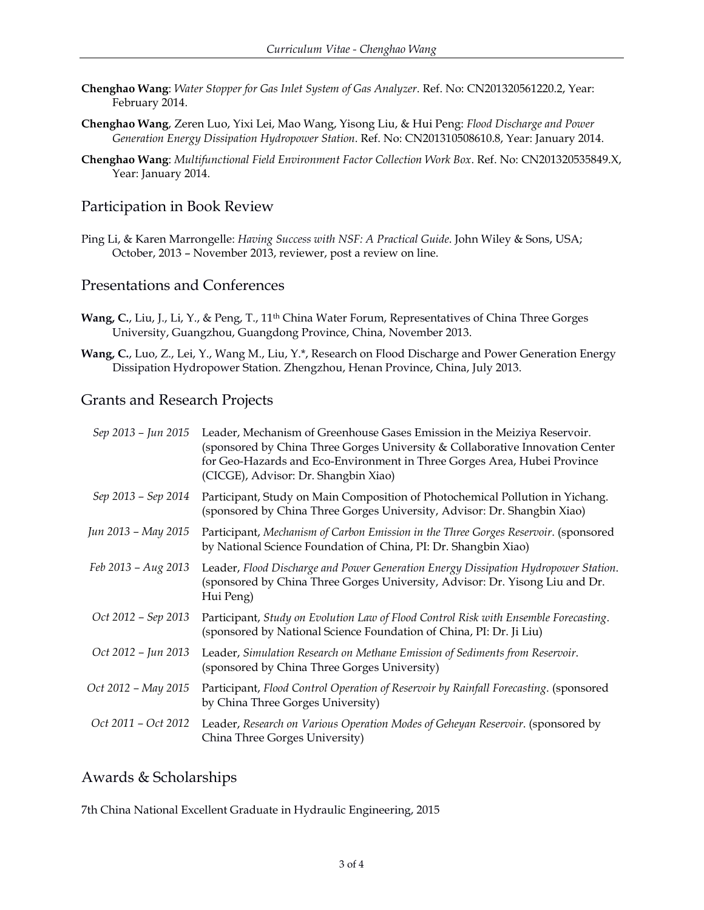**Chenghao Wang**: *Water Stopper for Gas Inlet System of Gas Analyzer*. Ref. No: CN201320561220.2, Year: February 2014.

**Chenghao Wang**, Zeren Luo, Yixi Lei, Mao Wang, Yisong Liu, & Hui Peng: *Flood Discharge and Power Generation Energy Dissipation Hydropower Station*. Ref. No: CN201310508610.8, Year: January 2014.

**Chenghao Wang**: *Multifunctional Field Environment Factor Collection Work Box*. Ref. No: CN201320535849.X, Year: January 2014.

## Participation in Book Review

Ping Li, & Karen Marrongelle: *Having Success with NSF: A Practical Guide.* John Wiley & Sons, USA; October, 2013 – November 2013, reviewer, post a review on line.

## Presentations and Conferences

**Wang, C.**, Liu, J., Li, Y., & Peng, T., 11th China Water Forum, Representatives of China Three Gorges University, Guangzhou, Guangdong Province, China, November 2013.

**Wang, C.**, Luo, Z., Lei, Y., Wang M., Liu, Y.*, Research on Flood Discharge and Power Generation Energy Dissipation Hydropower Station. Zhengzhou, Henan Province, China, July 2013.

## Grants and Research Projects

*Sep 2013 – Jun 2015* Leader, Mechanism of Greenhouse Gases Emission in the Meiziya Reservoir. (sponsored by China Three Gorges University & Collaborative Innovation Center for Geo-Hazards and Eco-Environment in Three Gorges Area, Hubei Province (CICGE), Advisor: Dr. Shangbin Xiao)

*Sep 2013 – Sep 2014* Participant, Study on Main Composition of Photochemical Pollution in Yichang. (sponsored by China Three Gorges University, Advisor: Dr. Shangbin Xiao)

*Jun 2013 – May 2015* Participant, *Mechanism of Carbon Emission in the Three Gorges Reservoir*. (sponsored by National Science Foundation of China, PI: Dr. Shangbin Xiao)

*Feb 2013 – Aug 2013* Leader, *Flood Discharge and Power Generation Energy Dissipation Hydropower Station*. (sponsored by China Three Gorges University, Advisor: Dr. Yisong Liu and Dr. Hui Peng)

*Oct 2012 – Sep 2013* Participant, *Study on Evolution Law of Flood Control Risk with Ensemble Forecasting*. (sponsored by National Science Foundation of China, PI: Dr. Ji Liu)

*Oct 2012 – Jun 2013* Leader, *Simulation Research on Methane Emission of Sediments from Reservoir*. (sponsored by China Three Gorges University)

*Oct 2012 – May 2015* Participant, *Flood Control Operation of Reservoir by Rainfall Forecasting*. (sponsored by China Three Gorges University)

*Oct 2011 – Oct 2012* Leader, *Research on Various Operation Modes of Geheyan Reservoir*. (sponsored by China Three Gorges University)

## Awards & Scholarships

7th China National Excellent Graduate in Hydraulic Engineering, 2015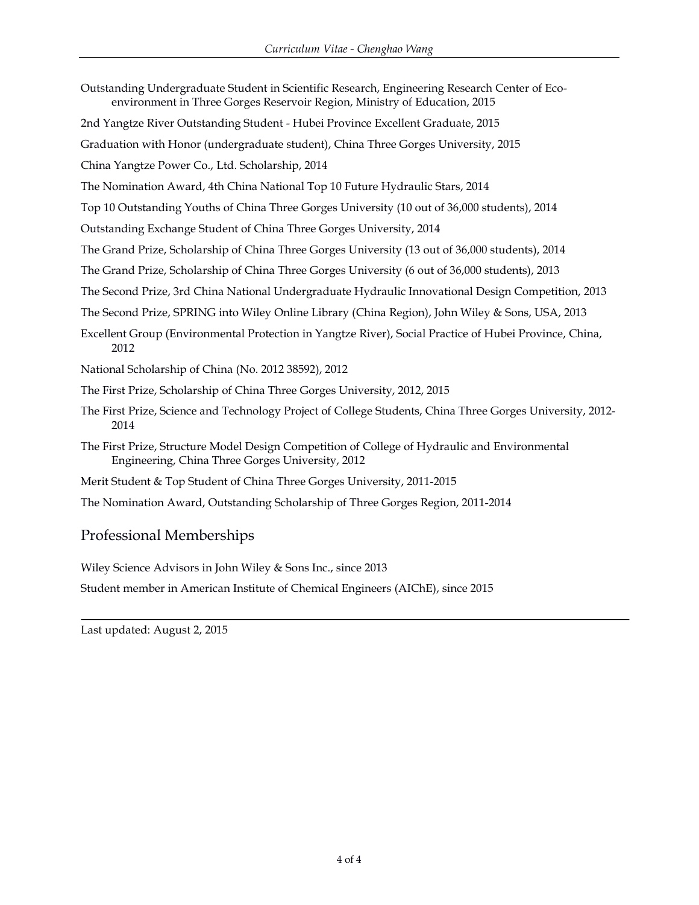Outstanding Undergraduate Student in Scientific Research, Engineering Research Center of Eco-environment in Three Gorges Reservoir Region, Ministry of Education, 2015

2nd Yangtze River Outstanding Student - Hubei Province Excellent Graduate, 2015

Graduation with Honor (undergraduate student), China Three Gorges University, 2015

China Yangtze Power Co., Ltd. Scholarship, 2014

The Nomination Award, 4th China National Top 10 Future Hydraulic Stars, 2014

Top 10 Outstanding Youths of China Three Gorges University (10 out of 36,000 students), 2014

Outstanding Exchange Student of China Three Gorges University, 2014

The Grand Prize, Scholarship of China Three Gorges University (13 out of 36,000 students), 2014

The Grand Prize, Scholarship of China Three Gorges University (6 out of 36,000 students), 2013

The Second Prize, 3rd China National Undergraduate Hydraulic Innovational Design Competition, 2013

The Second Prize, SPRING into Wiley Online Library (China Region), John Wiley & Sons, USA, 2013

Excellent Group (Environmental Protection in Yangtze River), Social Practice of Hubei Province, China, 2012

National Scholarship of China (No. 2012 38592), 2012

The First Prize, Scholarship of China Three Gorges University, 2012, 2015

The First Prize, Science and Technology Project of College Students, China Three Gorges University, 2012-2014

The First Prize, Structure Model Design Competition of College of Hydraulic and Environmental Engineering, China Three Gorges University, 2012

Merit Student & Top Student of China Three Gorges University, 2011-2015

The Nomination Award, Outstanding Scholarship of Three Gorges Region, 2011-2014

## Professional Memberships

Wiley Science Advisors in John Wiley & Sons Inc., since 2013

Student member in American Institute of Chemical Engineers (AIChE), since 2015

---

Last updated: August 2, 2015